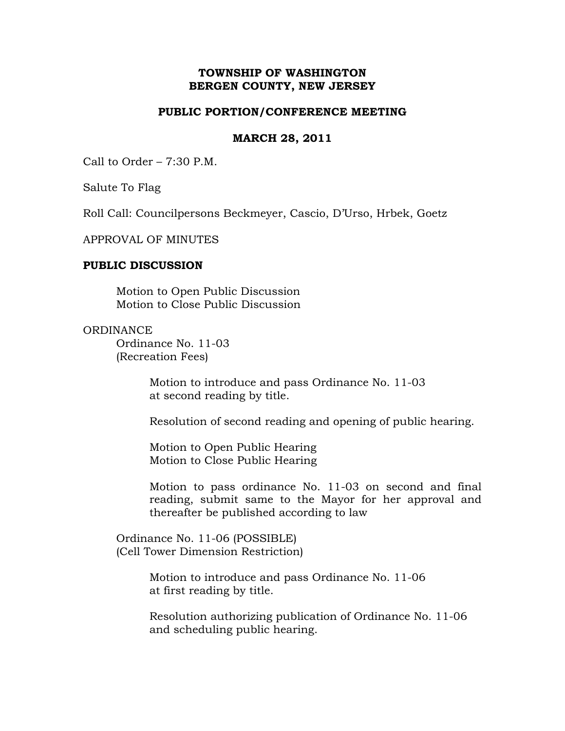**TOWNSHIP OF WASHINGTON**
**BERGEN COUNTY, NEW JERSEY**

**PUBLIC PORTION/CONFERENCE MEETING**

**MARCH 28, 2011**

Call to Order – 7:30 P.M.

Salute To Flag

Roll Call: Councilpersons Beckmeyer, Cascio, D'Urso, Hrbek, Goetz

APPROVAL OF MINUTES

**PUBLIC DISCUSSION**

Motion to Open Public Discussion
Motion to Close Public Discussion

ORDINANCE

Ordinance No. 11-03
(Recreation Fees)

Motion to introduce and pass Ordinance No. 11-03 at second reading by title.

Resolution of second reading and opening of public hearing.

Motion to Open Public Hearing
Motion to Close Public Hearing

Motion to pass ordinance No. 11-03 on second and final reading, submit same to the Mayor for her approval and thereafter be published according to law

Ordinance No. 11-06 (POSSIBLE)
(Cell Tower Dimension Restriction)

Motion to introduce and pass Ordinance No. 11-06 at first reading by title.

Resolution authorizing publication of Ordinance No. 11-06 and scheduling public hearing.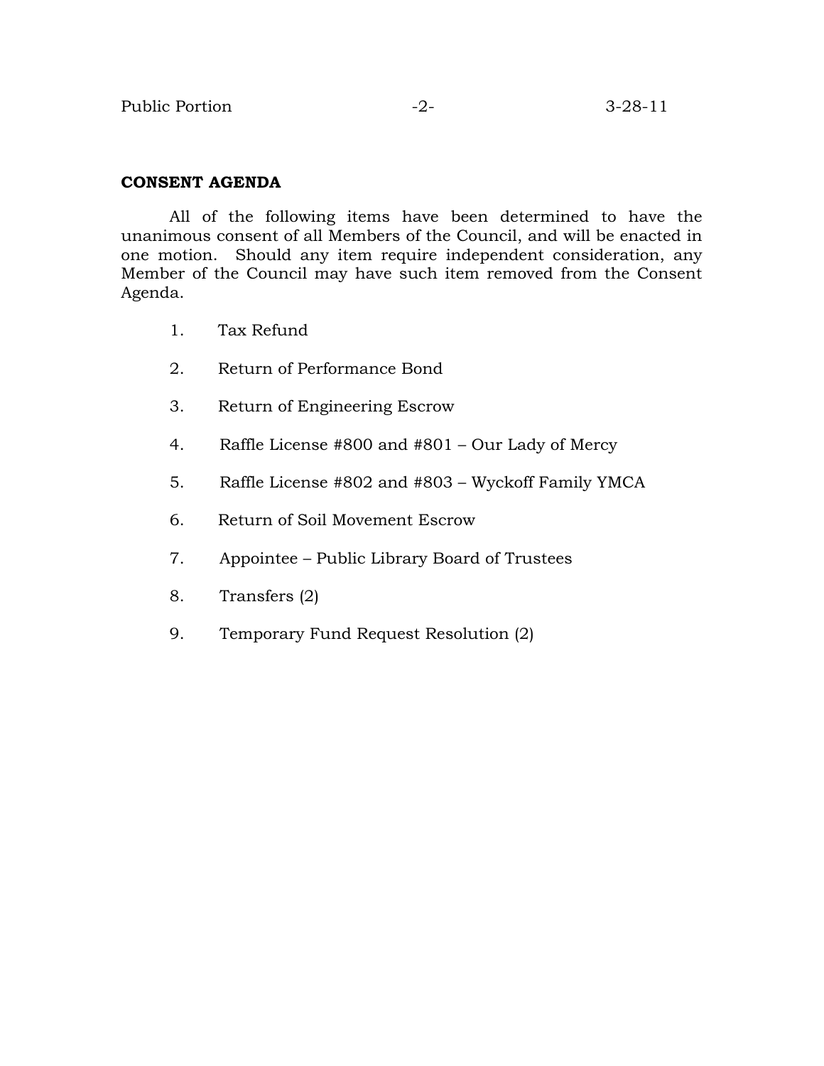**CONSENT AGENDA**

All of the following items have been determined to have the unanimous consent of all Members of the Council, and will be enacted in one motion. Should any item require independent consideration, any Member of the Council may have such item removed from the Consent Agenda.

1. Tax Refund
2. Return of Performance Bond
3. Return of Engineering Escrow
4. Raffle License #800 and #801 – Our Lady of Mercy
5. Raffle License #802 and #803 – Wyckoff Family YMCA
6. Return of Soil Movement Escrow
7. Appointee – Public Library Board of Trustees
8. Transfers (2)
9. Temporary Fund Request Resolution (2)